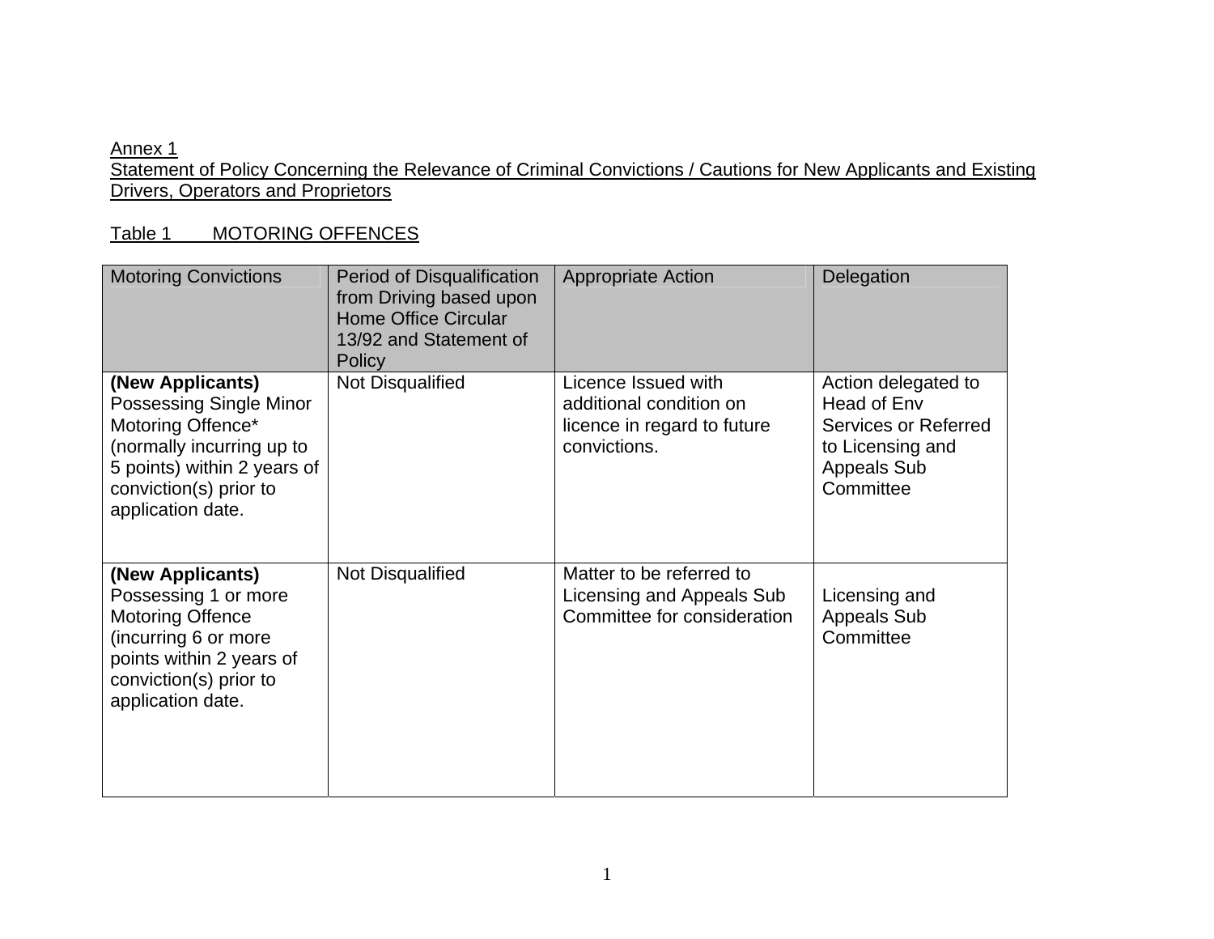Annex 1

Statement of Policy Concerning the Relevance of Criminal Convictions / Cautions for New Applicants and Existing Drivers, Operators and Proprietors

Table 1 MOTORING OFFENCES

| Motoring Convictions | Period of Disqualification from Driving based upon Home Office Circular 13/92 and Statement of Policy | Appropriate Action | Delegation |
|---|---|---|---|
| **(New Applicants)** Possessing Single Minor Motoring Offence* (normally incurring up to 5 points) within 2 years of conviction(s) prior to application date. | Not Disqualified | Licence Issued with additional condition on licence in regard to future convictions. | Action delegated to Head of Env Services or Referred to Licensing and Appeals Sub Committee |
| **(New Applicants)** Possessing 1 or more Motoring Offence (incurring 6 or more points within 2 years of conviction(s) prior to application date. | Not Disqualified | Matter to be referred to Licensing and Appeals Sub Committee for consideration | Licensing and Appeals Sub Committee |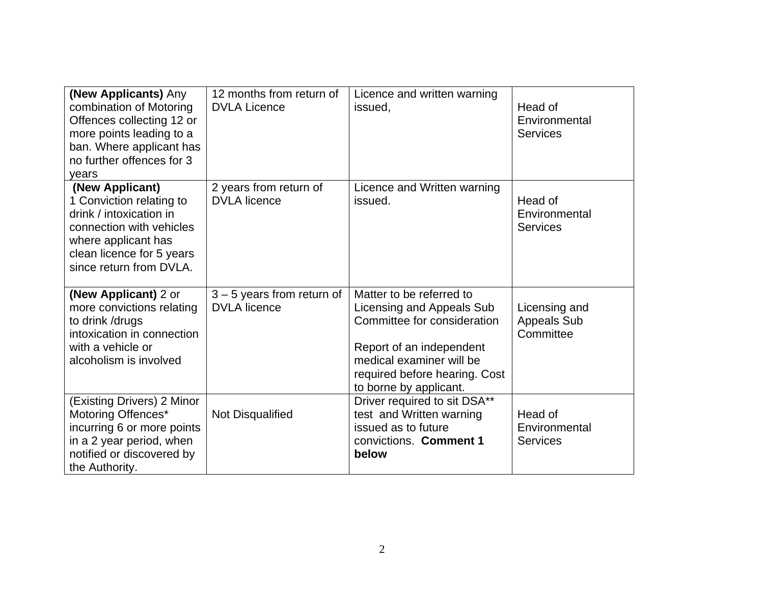| **(New Applicants)** Any combination of Motoring Offences collecting 12 or more points leading to a ban. Where applicant has no further offences for 3 years | 12 months from return of DVLA Licence | Licence and written warning issued, | Head of Environmental Services |
|---|---|---|---|
| **(New Applicant)** 1 Conviction relating to drink / intoxication in connection with vehicles where applicant has clean licence for 5 years since return from DVLA. | 2 years from return of DVLA licence | Licence and Written warning issued. | Head of Environmental Services |
| **(New Applicant)** 2 or more convictions relating to drink /drugs intoxication in connection with a vehicle or alcoholism is involved | 3 – 5 years from return of DVLA licence | Matter to be referred to Licensing and Appeals Sub Committee for consideration<br><br>Report of an independent medical examiner will be required before hearing. Cost to borne by applicant. | Licensing and Appeals Sub Committee |
| (Existing Drivers) 2 Minor Motoring Offences* incurring 6 or more points in a 2 year period, when notified or discovered by the Authority. | Not Disqualified | Driver required to sit DSA** test and Written warning issued as to future convictions. **Comment 1 below** | Head of Environmental Services |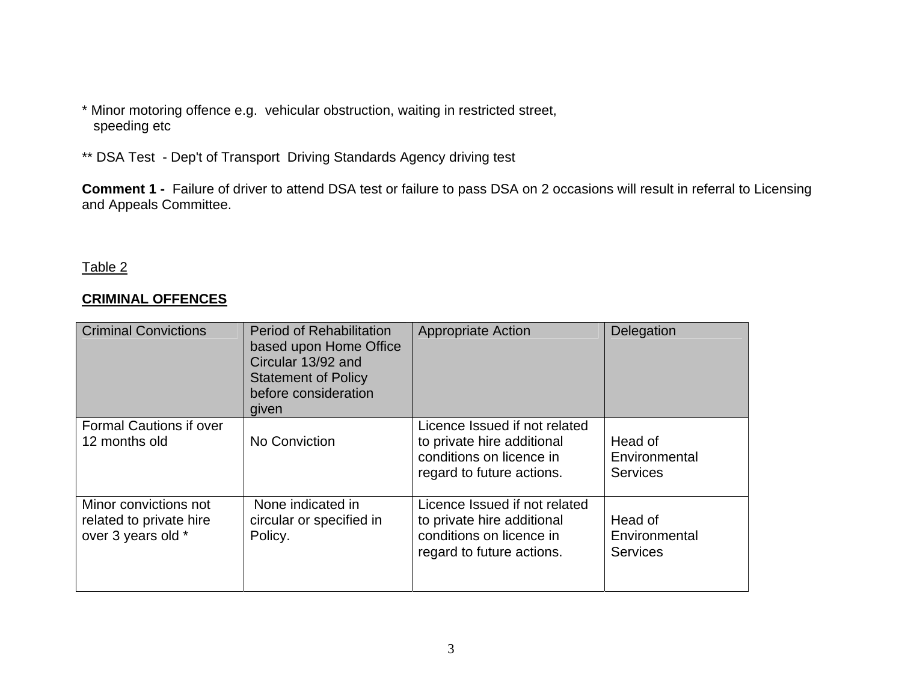* Minor motoring offence e.g. vehicular obstruction, waiting in restricted street, speeding etc

** DSA Test - Dep't of Transport Driving Standards Agency driving test

**Comment 1 -** Failure of driver to attend DSA test or failure to pass DSA on 2 occasions will result in referral to Licensing and Appeals Committee.

Table 2

**CRIMINAL OFFENCES**

| Criminal Convictions | Period of Rehabilitation based upon Home Office Circular 13/92 and Statement of Policy before consideration given | Appropriate Action | Delegation |
|---|---|---|---|
| Formal Cautions if over 12 months old | No Conviction | Licence Issued if not related to private hire additional conditions on licence in regard to future actions. | Head of Environmental Services |
| Minor convictions not related to private hire over 3 years old * | None indicated in circular or specified in Policy. | Licence Issued if not related to private hire additional conditions on licence in regard to future actions. | Head of Environmental Services |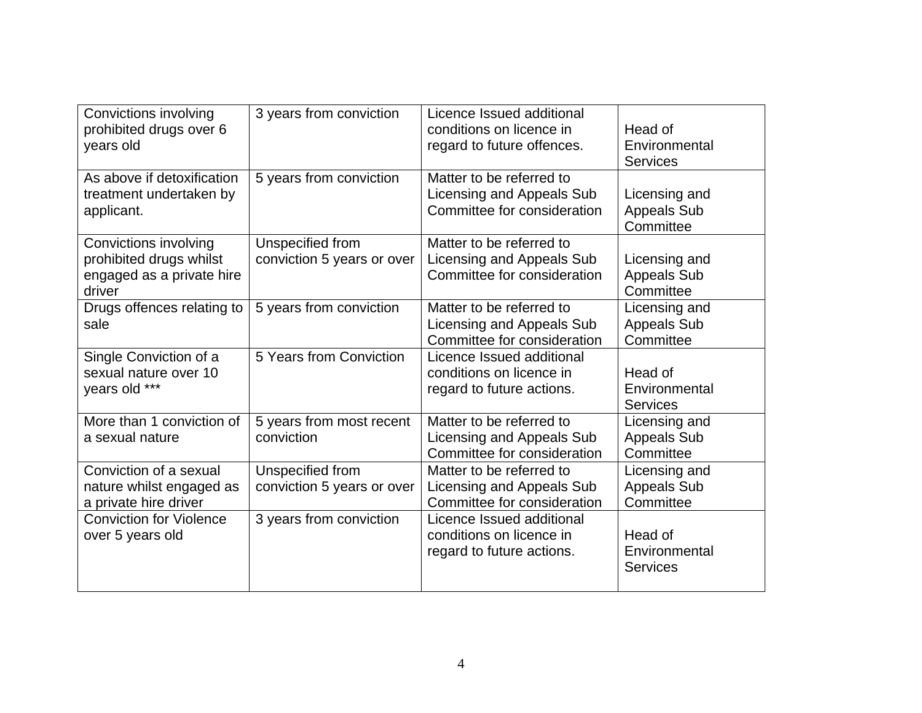| Convictions involving prohibited drugs over 6 years old | 3 years from conviction | Licence Issued additional conditions on licence in regard to future offences. | Head of Environmental Services |
|---|---|---|---|
| As above if detoxification treatment undertaken by applicant. | 5 years from conviction | Matter to be referred to Licensing and Appeals Sub Committee for consideration | Licensing and Appeals Sub Committee |
| Convictions involving prohibited drugs whilst engaged as a private hire driver | Unspecified from conviction 5 years or over | Matter to be referred to Licensing and Appeals Sub Committee for consideration | Licensing and Appeals Sub Committee |
| Drugs offences relating to sale | 5 years from conviction | Matter to be referred to Licensing and Appeals Sub Committee for consideration | Licensing and Appeals Sub Committee |
| Single Conviction of a sexual nature over 10 years old *** | 5 Years from Conviction | Licence Issued additional conditions on licence in regard to future actions. | Head of Environmental Services |
| More than 1 conviction of a sexual nature | 5 years from most recent conviction | Matter to be referred to Licensing and Appeals Sub Committee for consideration | Licensing and Appeals Sub Committee |
| Conviction of a sexual nature whilst engaged as a private hire driver | Unspecified from conviction 5 years or over | Matter to be referred to Licensing and Appeals Sub Committee for consideration | Licensing and Appeals Sub Committee |
| Conviction for Violence over 5 years old | 3 years from conviction | Licence Issued additional conditions on licence in regard to future actions. | Head of Environmental Services |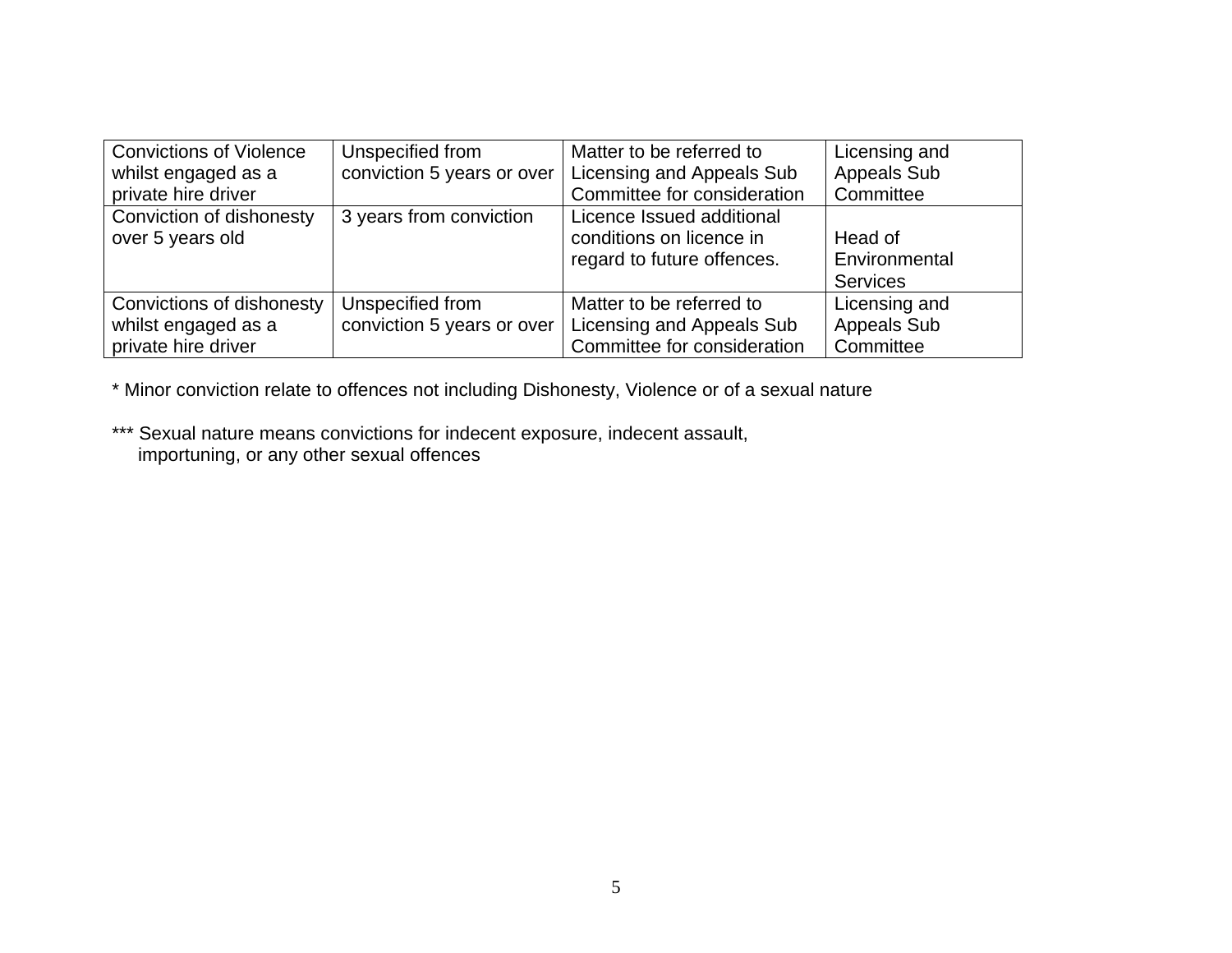| | | | |
|---|---|---|---|
| Convictions of Violence whilst engaged as a private hire driver | Unspecified from conviction 5 years or over | Matter to be referred to Licensing and Appeals Sub Committee for consideration | Licensing and Appeals Sub Committee |
| Conviction of dishonesty over 5 years old | 3 years from conviction | Licence Issued additional conditions on licence in regard to future offences. | Head of Environmental Services |
| Convictions of dishonesty whilst engaged as a private hire driver | Unspecified from conviction 5 years or over | Matter to be referred to Licensing and Appeals Sub Committee for consideration | Licensing and Appeals Sub Committee |

* Minor conviction relate to offences not including Dishonesty, Violence or of a sexual nature

*** Sexual nature means convictions for indecent exposure, indecent assault, importuning, or any other sexual offences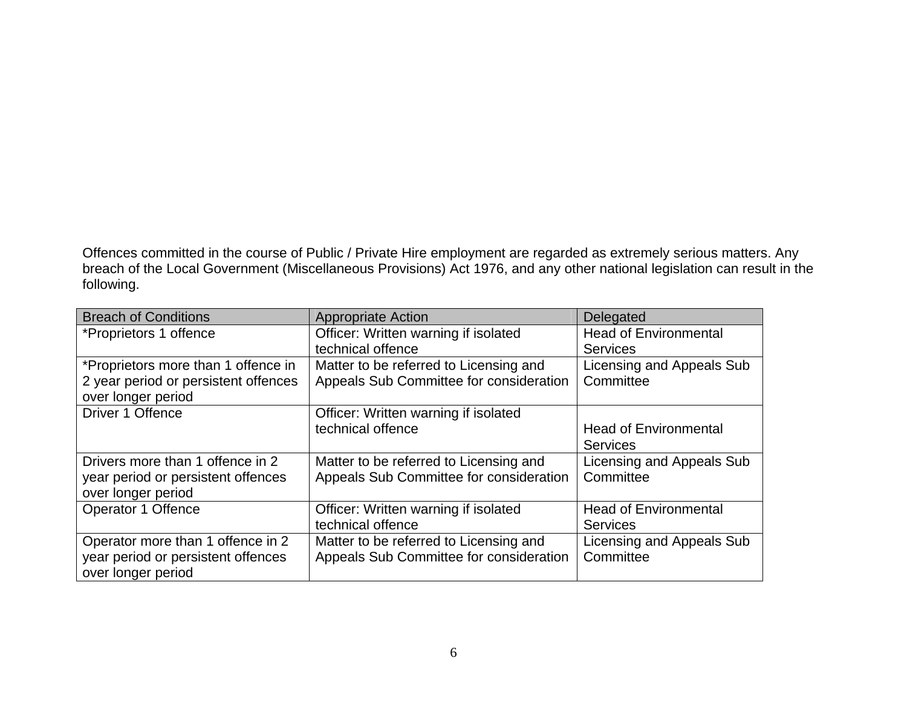Offences committed in the course of Public / Private Hire employment are regarded as extremely serious matters. Any breach of the Local Government (Miscellaneous Provisions) Act 1976, and any other national legislation can result in the following.

| Breach of Conditions | Appropriate Action | Delegated |
| --- | --- | --- |
| *Proprietors 1 offence | Officer: Written warning if isolated technical offence | Head of Environmental Services |
| *Proprietors more than 1 offence in 2 year period or persistent offences over longer period | Matter to be referred to Licensing and Appeals Sub Committee for consideration | Licensing and Appeals Sub Committee |
| Driver 1 Offence | Officer: Written warning if isolated technical offence | Head of Environmental Services |
| Drivers more than 1 offence in 2 year period or persistent offences over longer period | Matter to be referred to Licensing and Appeals Sub Committee for consideration | Licensing and Appeals Sub Committee |
| Operator 1 Offence | Officer: Written warning if isolated technical offence | Head of Environmental Services |
| Operator more than 1 offence in 2 year period or persistent offences over longer period | Matter to be referred to Licensing and Appeals Sub Committee for consideration | Licensing and Appeals Sub Committee |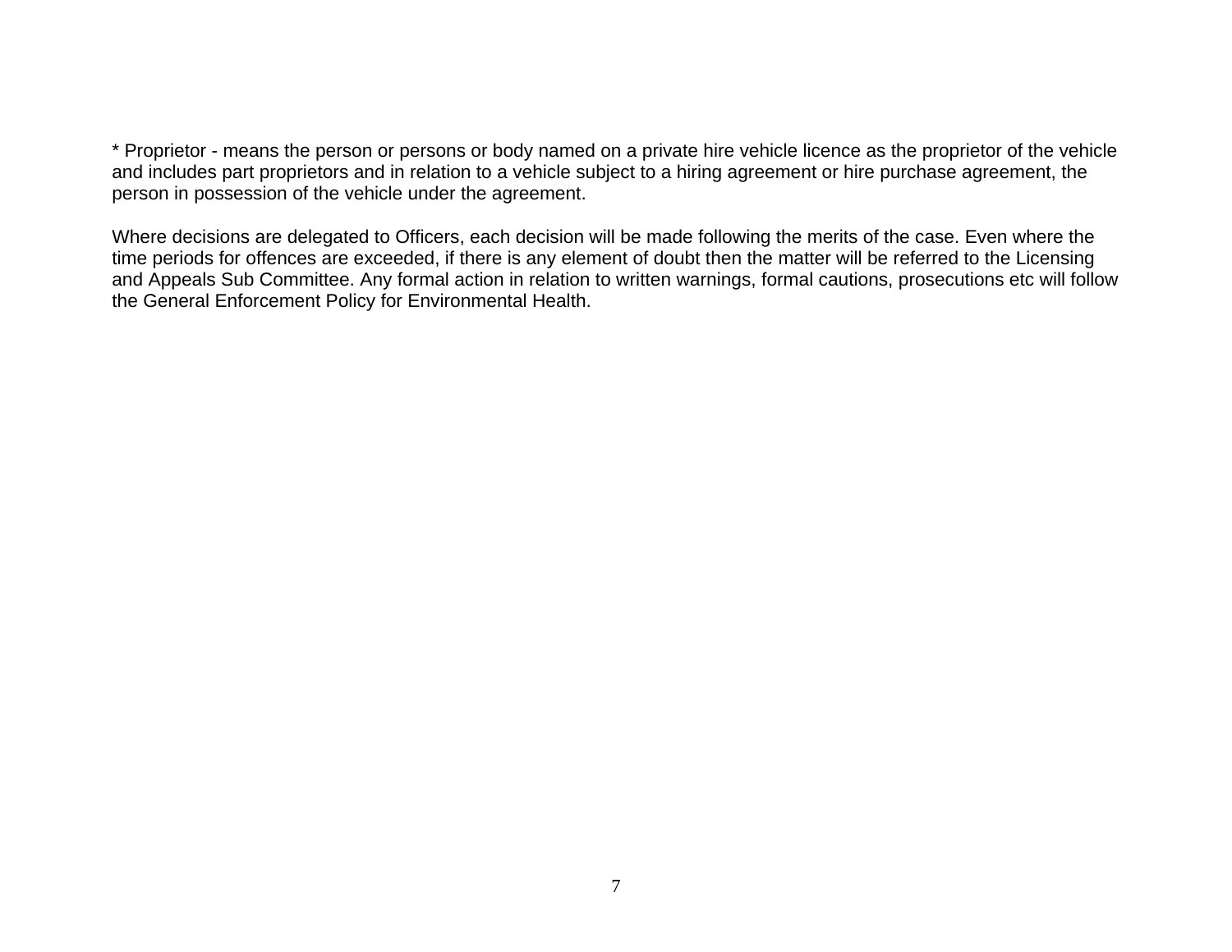* Proprietor - means the person or persons or body named on a private hire vehicle licence as the proprietor of the vehicle and includes part proprietors and in relation to a vehicle subject to a hiring agreement or hire purchase agreement, the person in possession of the vehicle under the agreement.

Where decisions are delegated to Officers, each decision will be made following the merits of the case. Even where the time periods for offences are exceeded, if there is any element of doubt then the matter will be referred to the Licensing and Appeals Sub Committee. Any formal action in relation to written warnings, formal cautions, prosecutions etc will follow the General Enforcement Policy for Environmental Health.